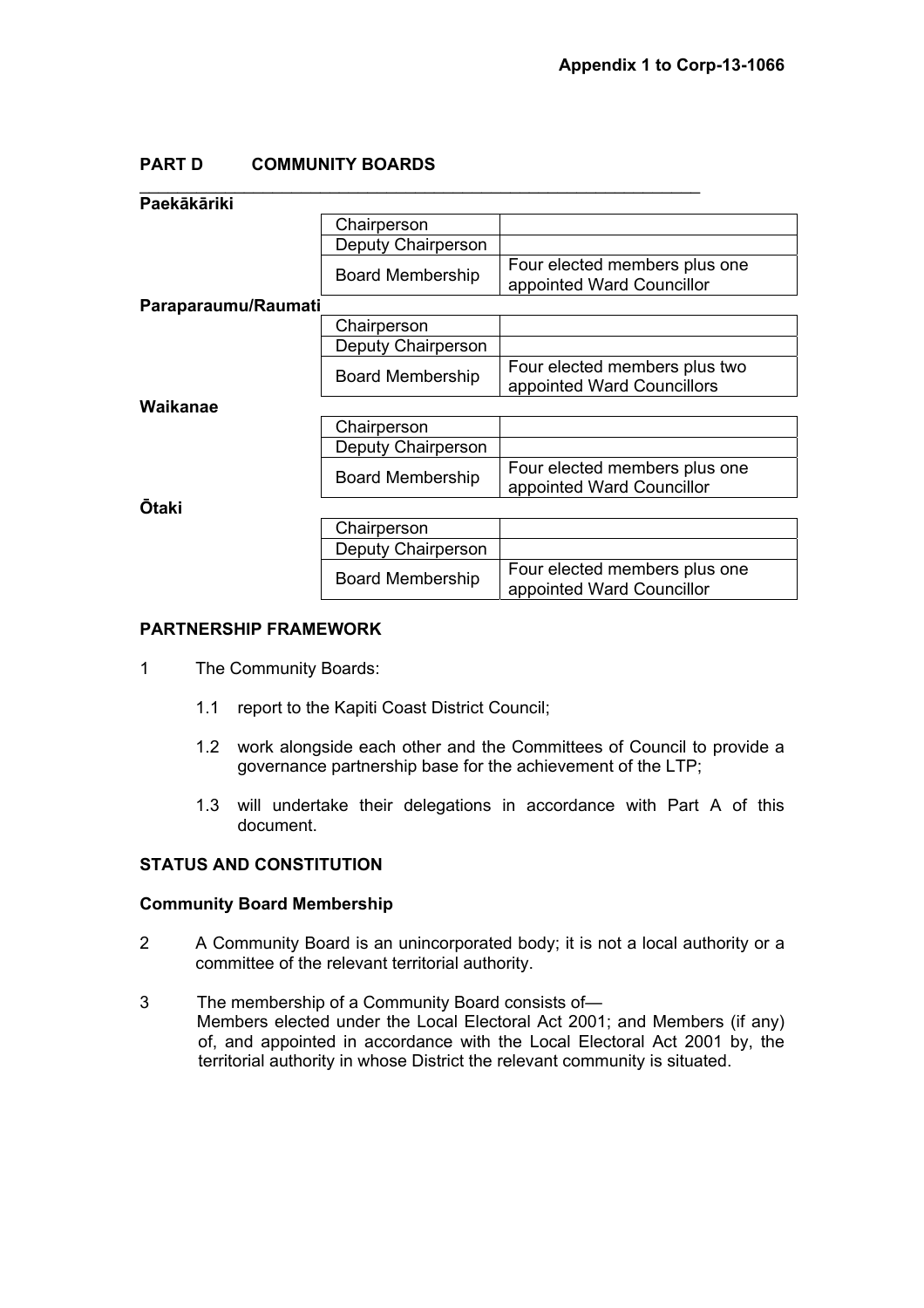**Appendix 1 to Corp-13-1066**

## PART D COMMUNITY BOARDS

**Paekākāriki**

| | |
|---|---|
| Chairperson | |
| Deputy Chairperson | |
| Board Membership | Four elected members plus one appointed Ward Councillor |

**Paraparaumu/Raumati**

| | |
|---|---|
| Chairperson | |
| Deputy Chairperson | |
| Board Membership | Four elected members plus two appointed Ward Councillors |

**Waikanae**

| | |
|---|---|
| Chairperson | |
| Deputy Chairperson | |
| Board Membership | Four elected members plus one appointed Ward Councillor |

**Ōtaki**

| | |
|---|---|
| Chairperson | |
| Deputy Chairperson | |
| Board Membership | Four elected members plus one appointed Ward Councillor |

### PARTNERSHIP FRAMEWORK

1 The Community Boards:

- 1.1 report to the Kapiti Coast District Council;
- 1.2 work alongside each other and the Committees of Council to provide a governance partnership base for the achievement of the LTP;
- 1.3 will undertake their delegations in accordance with Part A of this document.

### STATUS AND CONSTITUTION

#### Community Board Membership

2 A Community Board is an unincorporated body; it is not a local authority or a committee of the relevant territorial authority.

3 The membership of a Community Board consists of—
Members elected under the Local Electoral Act 2001; and Members (if any) of, and appointed in accordance with the Local Electoral Act 2001 by, the territorial authority in whose District the relevant community is situated.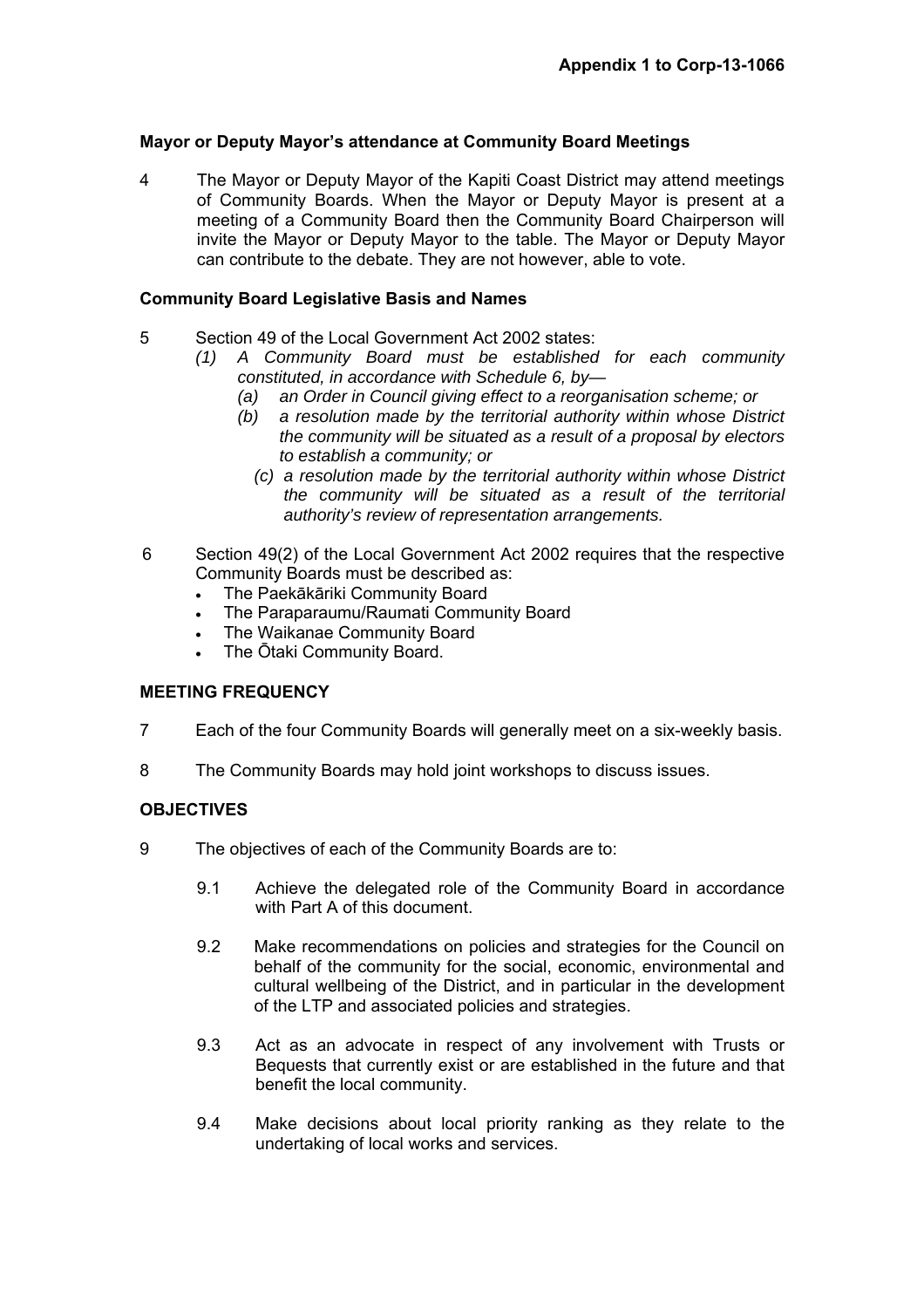**Appendix 1 to Corp-13-1066**

**Mayor or Deputy Mayor's attendance at Community Board Meetings**

4 The Mayor or Deputy Mayor of the Kapiti Coast District may attend meetings of Community Boards. When the Mayor or Deputy Mayor is present at a meeting of a Community Board then the Community Board Chairperson will invite the Mayor or Deputy Mayor to the table. The Mayor or Deputy Mayor can contribute to the debate. They are not however, able to vote.

**Community Board Legislative Basis and Names**

5 Section 49 of the Local Government Act 2002 states:

*(1) A Community Board must be established for each community constituted, in accordance with Schedule 6, by—*

*(a) an Order in Council giving effect to a reorganisation scheme; or*

*(b) a resolution made by the territorial authority within whose District the community will be situated as a result of a proposal by electors to establish a community; or*

*(c) a resolution made by the territorial authority within whose District the community will be situated as a result of the territorial authority's review of representation arrangements.*

6 Section 49(2) of the Local Government Act 2002 requires that the respective Community Boards must be described as:

- The Paekākāriki Community Board
- The Paraparaumu/Raumati Community Board
- The Waikanae Community Board
- The Ōtaki Community Board.

**MEETING FREQUENCY**

7 Each of the four Community Boards will generally meet on a six-weekly basis.

8 The Community Boards may hold joint workshops to discuss issues.

**OBJECTIVES**

9 The objectives of each of the Community Boards are to:

9.1 Achieve the delegated role of the Community Board in accordance with Part A of this document.

9.2 Make recommendations on policies and strategies for the Council on behalf of the community for the social, economic, environmental and cultural wellbeing of the District, and in particular in the development of the LTP and associated policies and strategies.

9.3 Act as an advocate in respect of any involvement with Trusts or Bequests that currently exist or are established in the future and that benefit the local community.

9.4 Make decisions about local priority ranking as they relate to the undertaking of local works and services.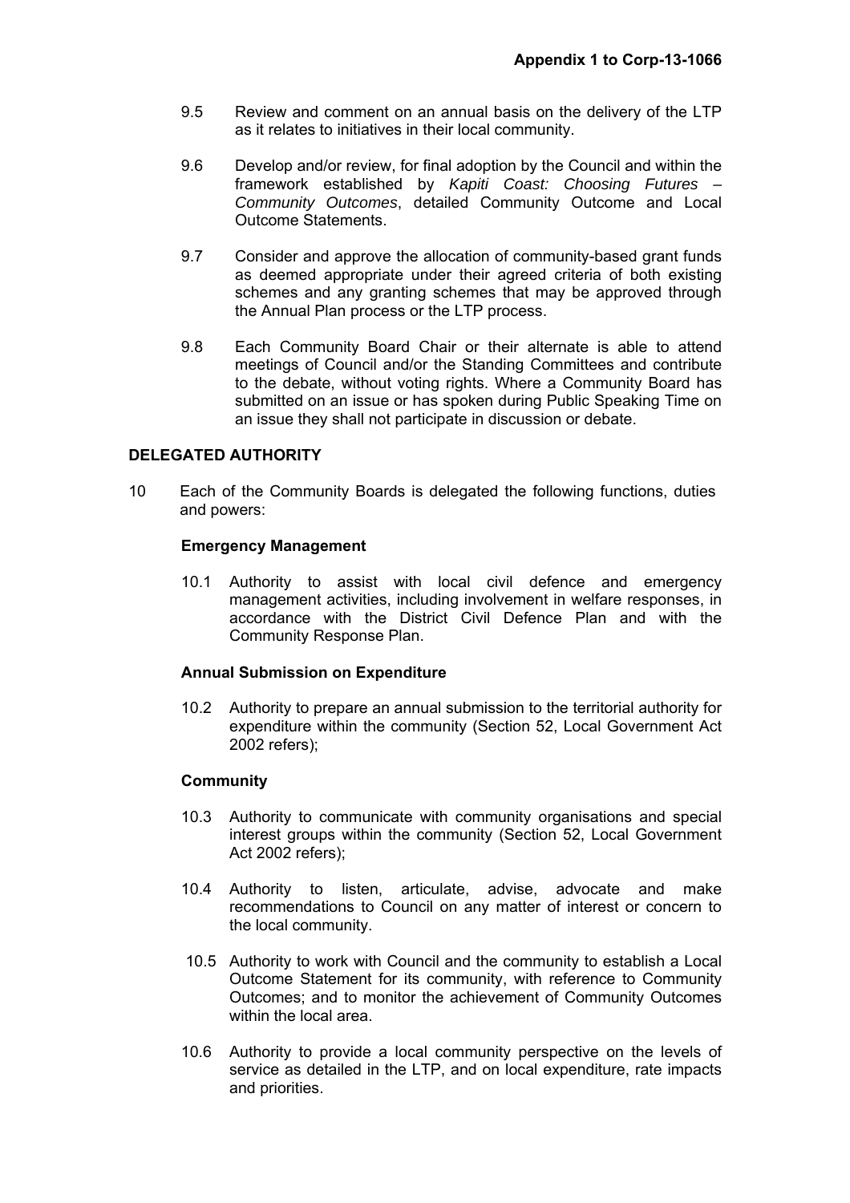9.5 Review and comment on an annual basis on the delivery of the LTP as it relates to initiatives in their local community.

9.6 Develop and/or review, for final adoption by the Council and within the framework established by *Kapiti Coast: Choosing Futures – Community Outcomes*, detailed Community Outcome and Local Outcome Statements.

9.7 Consider and approve the allocation of community-based grant funds as deemed appropriate under their agreed criteria of both existing schemes and any granting schemes that may be approved through the Annual Plan process or the LTP process.

9.8 Each Community Board Chair or their alternate is able to attend meetings of Council and/or the Standing Committees and contribute to the debate, without voting rights. Where a Community Board has submitted on an issue or has spoken during Public Speaking Time on an issue they shall not participate in discussion or debate.

## DELEGATED AUTHORITY

10 Each of the Community Boards is delegated the following functions, duties and powers:

### Emergency Management

10.1 Authority to assist with local civil defence and emergency management activities, including involvement in welfare responses, in accordance with the District Civil Defence Plan and with the Community Response Plan.

### Annual Submission on Expenditure

10.2 Authority to prepare an annual submission to the territorial authority for expenditure within the community (Section 52, Local Government Act 2002 refers);

### Community

10.3 Authority to communicate with community organisations and special interest groups within the community (Section 52, Local Government Act 2002 refers);

10.4 Authority to listen, articulate, advise, advocate and make recommendations to Council on any matter of interest or concern to the local community.

10.5 Authority to work with Council and the community to establish a Local Outcome Statement for its community, with reference to Community Outcomes; and to monitor the achievement of Community Outcomes within the local area.

10.6 Authority to provide a local community perspective on the levels of service as detailed in the LTP, and on local expenditure, rate impacts and priorities.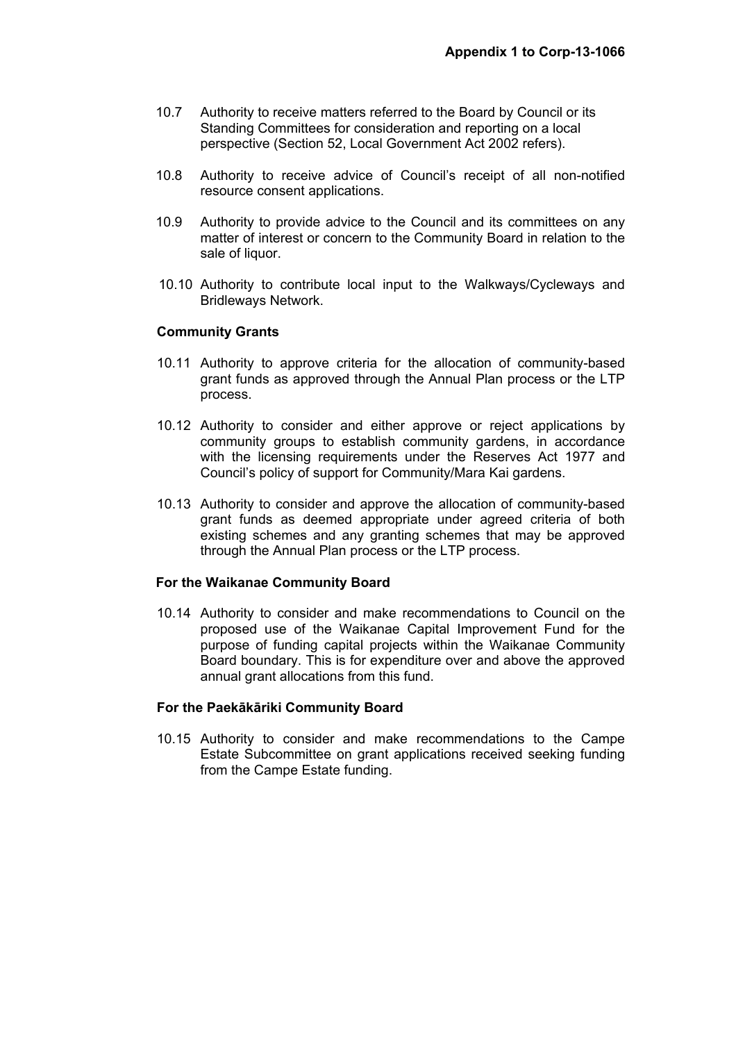10.7 Authority to receive matters referred to the Board by Council or its Standing Committees for consideration and reporting on a local perspective (Section 52, Local Government Act 2002 refers).

10.8 Authority to receive advice of Council's receipt of all non-notified resource consent applications.

10.9 Authority to provide advice to the Council and its committees on any matter of interest or concern to the Community Board in relation to the sale of liquor.

10.10 Authority to contribute local input to the Walkways/Cycleways and Bridleways Network.

**Community Grants**

10.11 Authority to approve criteria for the allocation of community-based grant funds as approved through the Annual Plan process or the LTP process.

10.12 Authority to consider and either approve or reject applications by community groups to establish community gardens, in accordance with the licensing requirements under the Reserves Act 1977 and Council's policy of support for Community/Mara Kai gardens.

10.13 Authority to consider and approve the allocation of community-based grant funds as deemed appropriate under agreed criteria of both existing schemes and any granting schemes that may be approved through the Annual Plan process or the LTP process.

**For the Waikanae Community Board**

10.14 Authority to consider and make recommendations to Council on the proposed use of the Waikanae Capital Improvement Fund for the purpose of funding capital projects within the Waikanae Community Board boundary. This is for expenditure over and above the approved annual grant allocations from this fund.

**For the Paekākāriki Community Board**

10.15 Authority to consider and make recommendations to the Campe Estate Subcommittee on grant applications received seeking funding from the Campe Estate funding.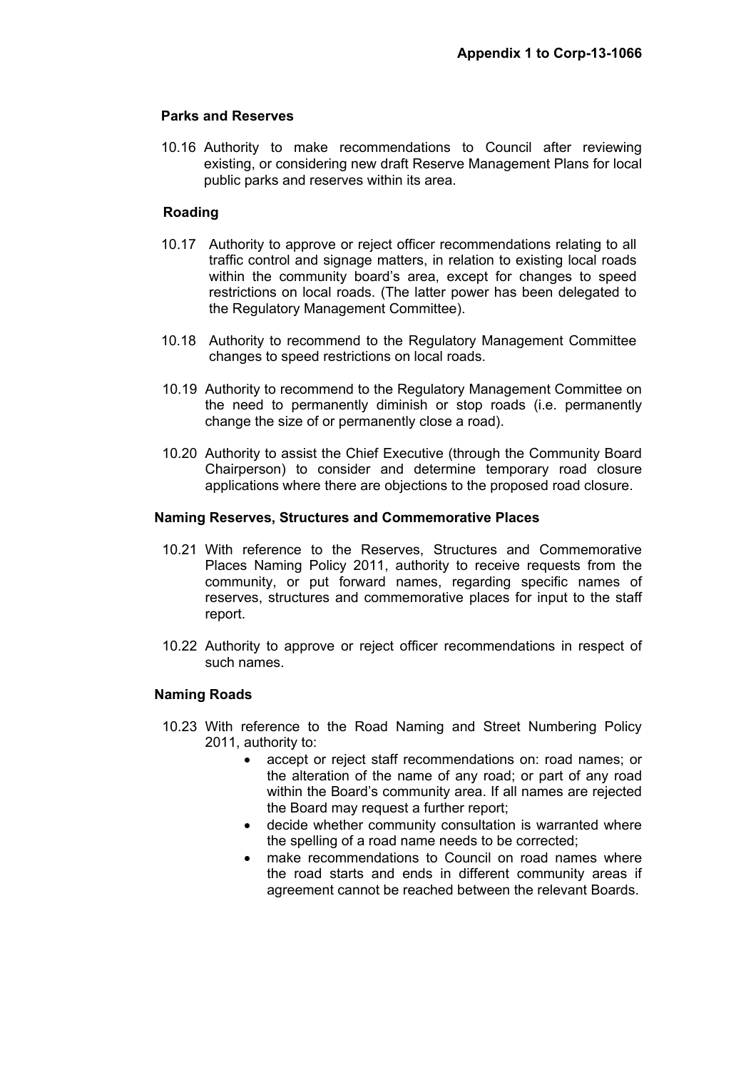**Appendix 1 to Corp-13-1066**

**Parks and Reserves**

10.16 Authority to make recommendations to Council after reviewing existing, or considering new draft Reserve Management Plans for local public parks and reserves within its area.

**Roading**

10.17 Authority to approve or reject officer recommendations relating to all traffic control and signage matters, in relation to existing local roads within the community board's area, except for changes to speed restrictions on local roads. (The latter power has been delegated to the Regulatory Management Committee).

10.18 Authority to recommend to the Regulatory Management Committee changes to speed restrictions on local roads.

10.19 Authority to recommend to the Regulatory Management Committee on the need to permanently diminish or stop roads (i.e. permanently change the size of or permanently close a road).

10.20 Authority to assist the Chief Executive (through the Community Board Chairperson) to consider and determine temporary road closure applications where there are objections to the proposed road closure.

**Naming Reserves, Structures and Commemorative Places**

10.21 With reference to the Reserves, Structures and Commemorative Places Naming Policy 2011, authority to receive requests from the community, or put forward names, regarding specific names of reserves, structures and commemorative places for input to the staff report.

10.22 Authority to approve or reject officer recommendations in respect of such names.

**Naming Roads**

10.23 With reference to the Road Naming and Street Numbering Policy 2011, authority to:

- accept or reject staff recommendations on: road names; or the alteration of the name of any road; or part of any road within the Board's community area. If all names are rejected the Board may request a further report;
- decide whether community consultation is warranted where the spelling of a road name needs to be corrected;
- make recommendations to Council on road names where the road starts and ends in different community areas if agreement cannot be reached between the relevant Boards.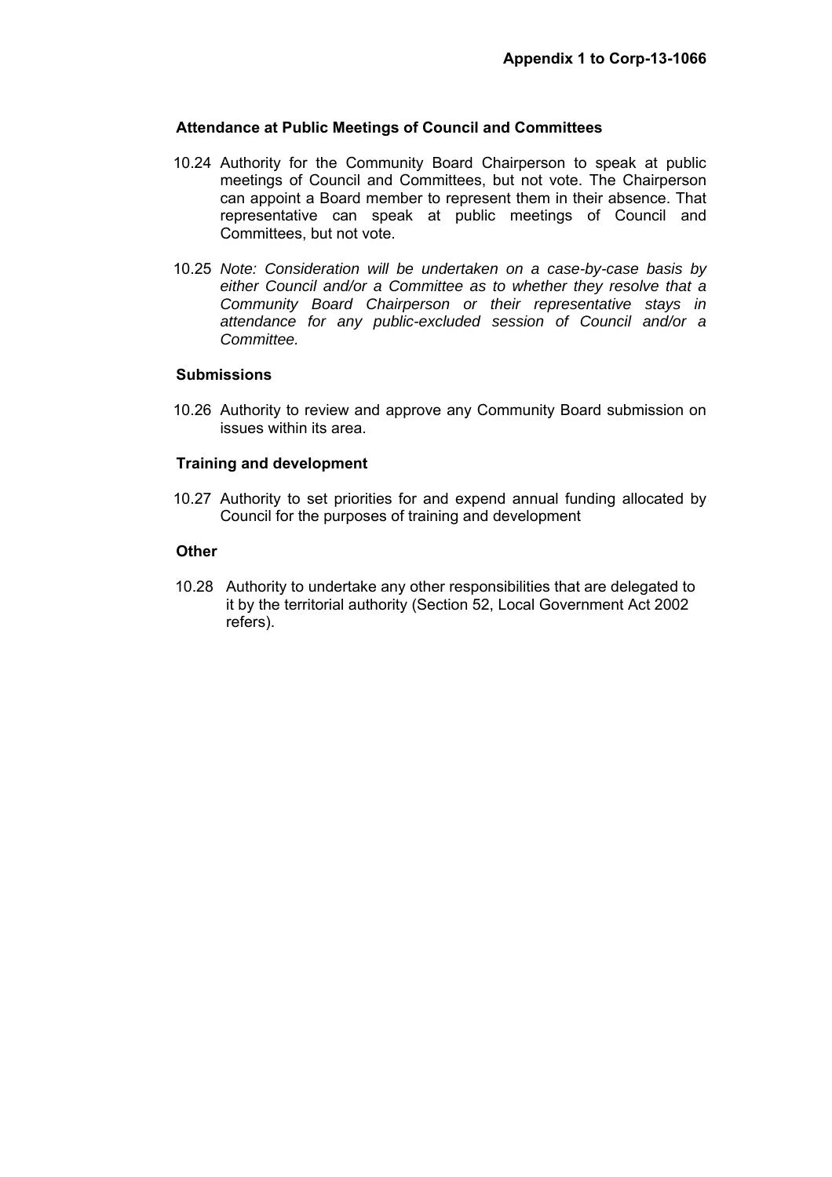**Attendance at Public Meetings of Council and Committees**

10.24 Authority for the Community Board Chairperson to speak at public meetings of Council and Committees, but not vote. The Chairperson can appoint a Board member to represent them in their absence. That representative can speak at public meetings of Council and Committees, but not vote.

10.25 *Note: Consideration will be undertaken on a case-by-case basis by either Council and/or a Committee as to whether they resolve that a Community Board Chairperson or their representative stays in attendance for any public-excluded session of Council and/or a Committee.*

**Submissions**

10.26 Authority to review and approve any Community Board submission on issues within its area.

**Training and development**

10.27 Authority to set priorities for and expend annual funding allocated by Council for the purposes of training and development

**Other**

10.28 Authority to undertake any other responsibilities that are delegated to it by the territorial authority (Section 52, Local Government Act 2002 refers).